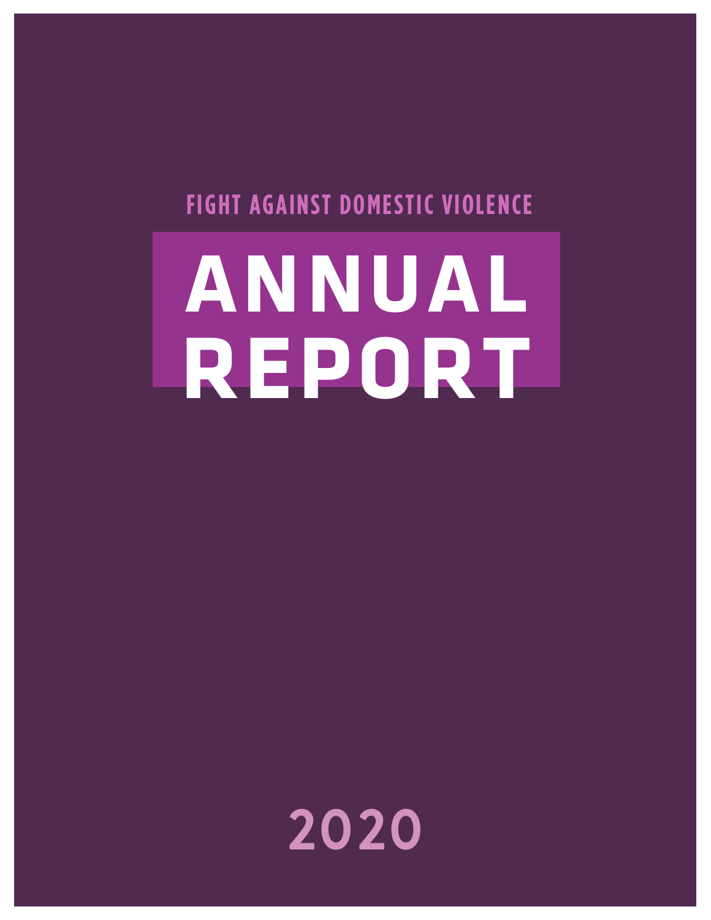FIGHT AGAINST DOMESTIC VIOLENCE

# ANNUAL REPORT

2020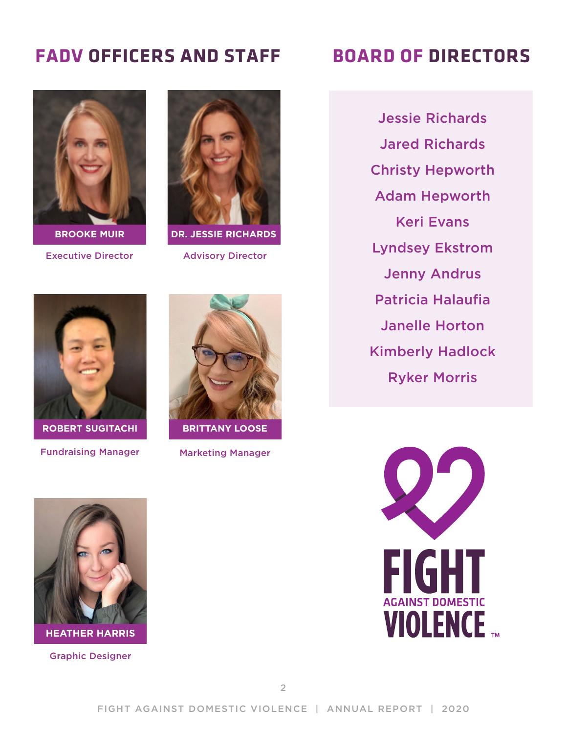## FADV OFFICERS AND STAFF

**BROOKE MUIR**
Executive Director

**DR. JESSIE RICHARDS**
Advisory Director

**ROBERT SUGITACHI**
Fundraising Manager

**BRITTANY LOOSE**
Marketing Manager

**HEATHER HARRIS**
Graphic Designer

## BOARD OF DIRECTORS

Jessie Richards
Jared Richards
Christy Hepworth
Adam Hepworth
Keri Evans
Lyndsey Ekstrom
Jenny Andrus
Patricia Halaufia
Janelle Horton
Kimberly Hadlock
Ryker Morris

FIGHT AGAINST DOMESTIC VIOLENCE ™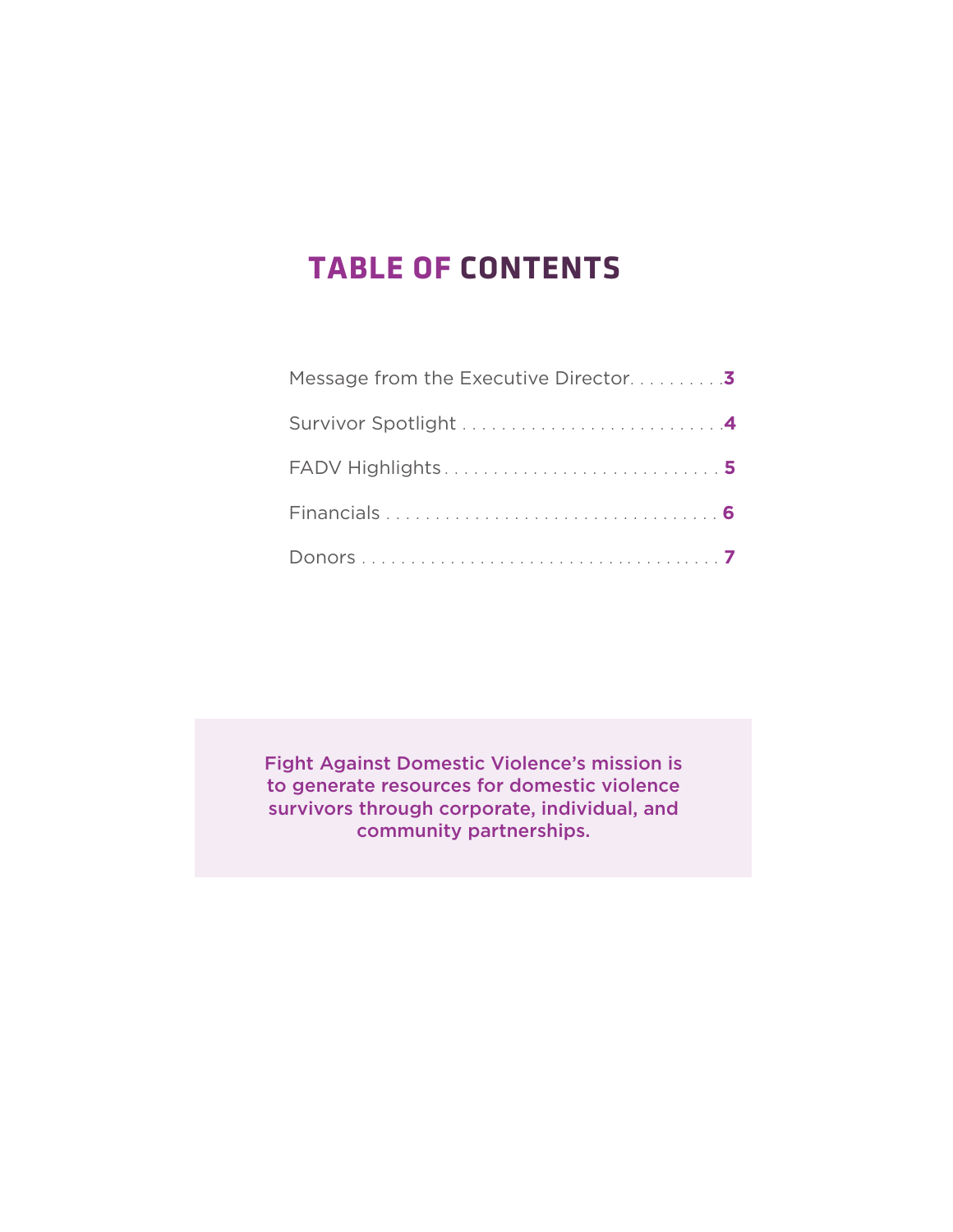# TABLE OF CONTENTS

Message from the Executive Director . . . . . . . . . . **3**

Survivor Spotlight . . . . . . . . . . . . . . . . . . . . . . . . . . **4**

FADV Highlights . . . . . . . . . . . . . . . . . . . . . . . . . . . **5**

Financials . . . . . . . . . . . . . . . . . . . . . . . . . . . . . . . . . **6**

Donors . . . . . . . . . . . . . . . . . . . . . . . . . . . . . . . . . . . **7**

Fight Against Domestic Violence's mission is to generate resources for domestic violence survivors through corporate, individual, and community partnerships.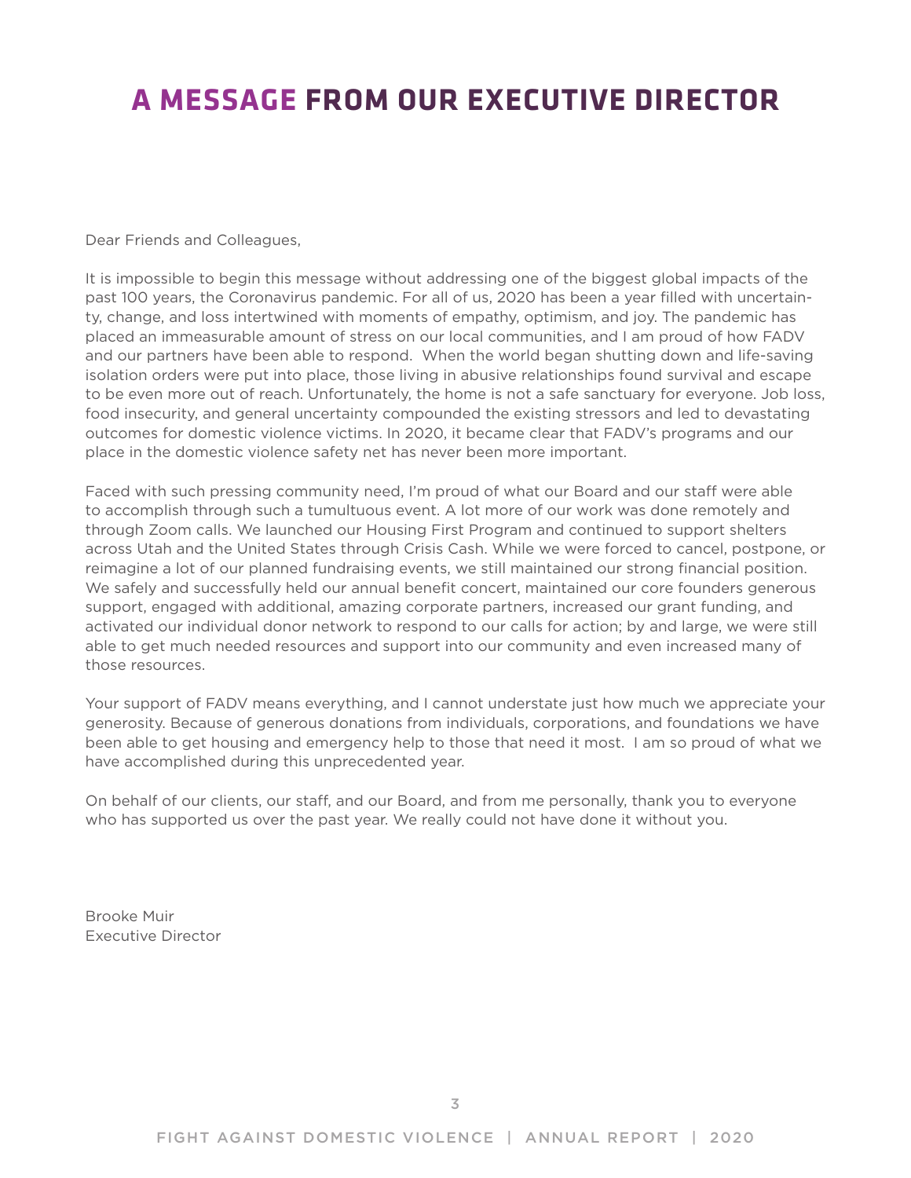# A MESSAGE FROM OUR EXECUTIVE DIRECTOR

Dear Friends and Colleagues,

It is impossible to begin this message without addressing one of the biggest global impacts of the past 100 years, the Coronavirus pandemic. For all of us, 2020 has been a year filled with uncertainty, change, and loss intertwined with moments of empathy, optimism, and joy. The pandemic has placed an immeasurable amount of stress on our local communities, and I am proud of how FADV and our partners have been able to respond. When the world began shutting down and life-saving isolation orders were put into place, those living in abusive relationships found survival and escape to be even more out of reach. Unfortunately, the home is not a safe sanctuary for everyone. Job loss, food insecurity, and general uncertainty compounded the existing stressors and led to devastating outcomes for domestic violence victims. In 2020, it became clear that FADV's programs and our place in the domestic violence safety net has never been more important.

Faced with such pressing community need, I'm proud of what our Board and our staff were able to accomplish through such a tumultuous event. A lot more of our work was done remotely and through Zoom calls. We launched our Housing First Program and continued to support shelters across Utah and the United States through Crisis Cash. While we were forced to cancel, postpone, or reimagine a lot of our planned fundraising events, we still maintained our strong financial position. We safely and successfully held our annual benefit concert, maintained our core founders generous support, engaged with additional, amazing corporate partners, increased our grant funding, and activated our individual donor network to respond to our calls for action; by and large, we were still able to get much needed resources and support into our community and even increased many of those resources.

Your support of FADV means everything, and I cannot understate just how much we appreciate your generosity. Because of generous donations from individuals, corporations, and foundations we have been able to get housing and emergency help to those that need it most. I am so proud of what we have accomplished during this unprecedented year.

On behalf of our clients, our staff, and our Board, and from me personally, thank you to everyone who has supported us over the past year. We really could not have done it without you.

Brooke Muir
Executive Director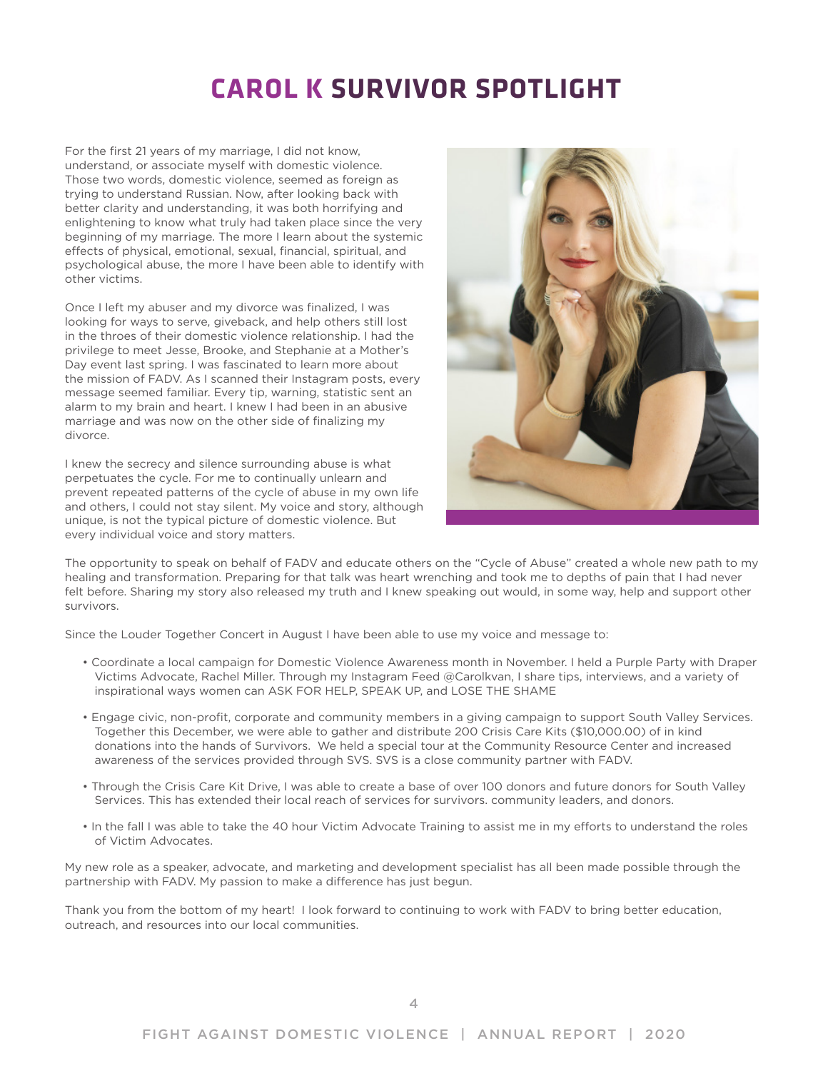# CAROL K SURVIVOR SPOTLIGHT

For the first 21 years of my marriage, I did not know, understand, or associate myself with domestic violence. Those two words, domestic violence, seemed as foreign as trying to understand Russian. Now, after looking back with better clarity and understanding, it was both horrifying and enlightening to know what truly had taken place since the very beginning of my marriage. The more I learn about the systemic effects of physical, emotional, sexual, financial, spiritual, and psychological abuse, the more I have been able to identify with other victims.

Once I left my abuser and my divorce was finalized, I was looking for ways to serve, giveback, and help others still lost in the throes of their domestic violence relationship. I had the privilege to meet Jesse, Brooke, and Stephanie at a Mother's Day event last spring. I was fascinated to learn more about the mission of FADV. As I scanned their Instagram posts, every message seemed familiar. Every tip, warning, statistic sent an alarm to my brain and heart. I knew I had been in an abusive marriage and was now on the other side of finalizing my divorce.

I knew the secrecy and silence surrounding abuse is what perpetuates the cycle. For me to continually unlearn and prevent repeated patterns of the cycle of abuse in my own life and others, I could not stay silent. My voice and story, although unique, is not the typical picture of domestic violence. But every individual voice and story matters.

The opportunity to speak on behalf of FADV and educate others on the "Cycle of Abuse" created a whole new path to my healing and transformation. Preparing for that talk was heart wrenching and took me to depths of pain that I had never felt before. Sharing my story also released my truth and I knew speaking out would, in some way, help and support other survivors.

Since the Louder Together Concert in August I have been able to use my voice and message to:

- Coordinate a local campaign for Domestic Violence Awareness month in November. I held a Purple Party with Draper Victims Advocate, Rachel Miller. Through my Instagram Feed @Carolkvan, I share tips, interviews, and a variety of inspirational ways women can ASK FOR HELP, SPEAK UP, and LOSE THE SHAME
- Engage civic, non-profit, corporate and community members in a giving campaign to support South Valley Services. Together this December, we were able to gather and distribute 200 Crisis Care Kits ($10,000.00) of in kind donations into the hands of Survivors. We held a special tour at the Community Resource Center and increased awareness of the services provided through SVS. SVS is a close community partner with FADV.
- Through the Crisis Care Kit Drive, I was able to create a base of over 100 donors and future donors for South Valley Services. This has extended their local reach of services for survivors. community leaders, and donors.
- In the fall I was able to take the 40 hour Victim Advocate Training to assist me in my efforts to understand the roles of Victim Advocates.

My new role as a speaker, advocate, and marketing and development specialist has all been made possible through the partnership with FADV. My passion to make a difference has just begun.

Thank you from the bottom of my heart! I look forward to continuing to work with FADV to bring better education, outreach, and resources into our local communities.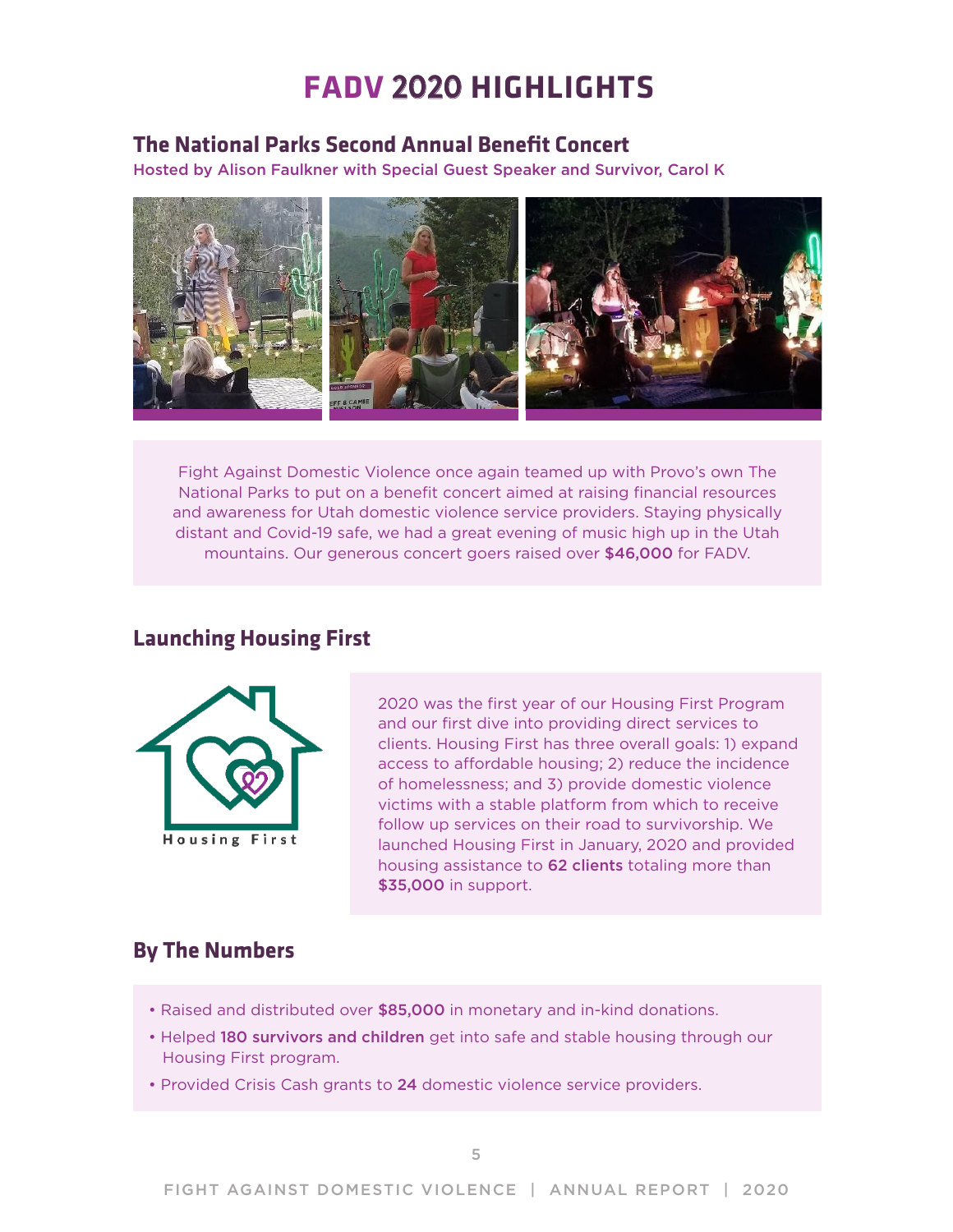# FADV 2020 HIGHLIGHTS

## The National Parks Second Annual Benefit Concert

Hosted by Alison Faulkner with Special Guest Speaker and Survivor, Carol K

Fight Against Domestic Violence once again teamed up with Provo's own The National Parks to put on a benefit concert aimed at raising financial resources and awareness for Utah domestic violence service providers. Staying physically distant and Covid-19 safe, we had a great evening of music high up in the Utah mountains. Our generous concert goers raised over **$46,000** for FADV.

## Launching Housing First

Housing First

2020 was the first year of our Housing First Program and our first dive into providing direct services to clients. Housing First has three overall goals: 1) expand access to affordable housing; 2) reduce the incidence of homelessness; and 3) provide domestic violence victims with a stable platform from which to receive follow up services on their road to survivorship. We launched Housing First in January, 2020 and provided housing assistance to **62 clients** totaling more than **$35,000** in support.

## By The Numbers

- Raised and distributed over **$85,000** in monetary and in-kind donations.
- Helped **180 survivors and children** get into safe and stable housing through our Housing First program.
- Provided Crisis Cash grants to **24** domestic violence service providers.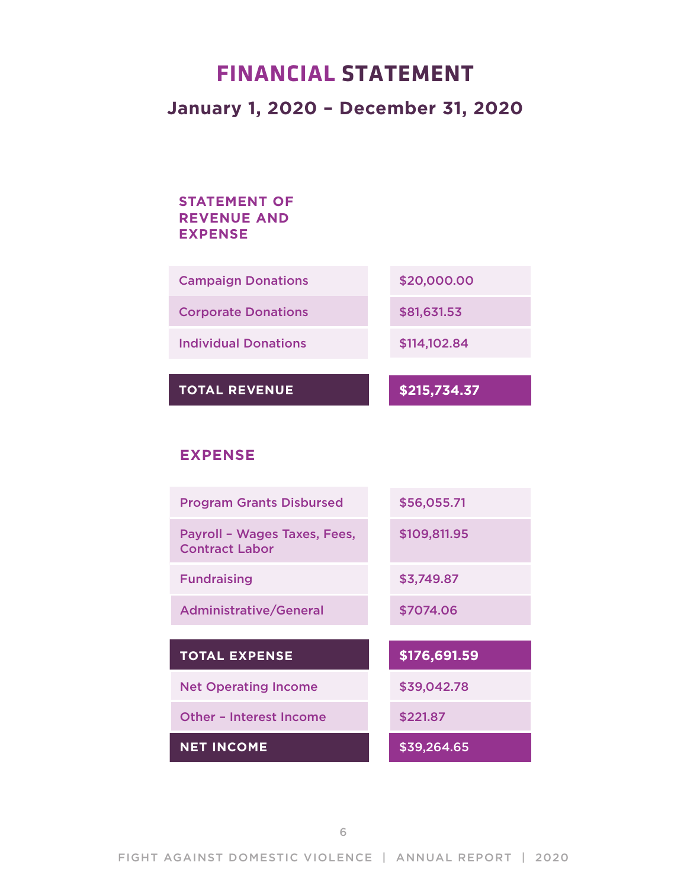# FINANCIAL STATEMENT

## January 1, 2020 – December 31, 2020

### STATEMENT OF REVENUE AND EXPENSE

| | |
|---|---|
| Campaign Donations | $20,000.00 |
| Corporate Donations | $81,631.53 |
| Individual Donations | $114,102.84 |
| **TOTAL REVENUE** | **$215,734.37** |

### EXPENSE

| | |
|---|---|
| Program Grants Disbursed | $56,055.71 |
| Payroll – Wages Taxes, Fees, Contract Labor | $109,811.95 |
| Fundraising | $3,749.87 |
| Administrative/General | $7074.06 |
| **TOTAL EXPENSE** | **$176,691.59** |
| Net Operating Income | $39,042.78 |
| Other – Interest Income | $221.87 |
| **NET INCOME** | **$39,264.65** |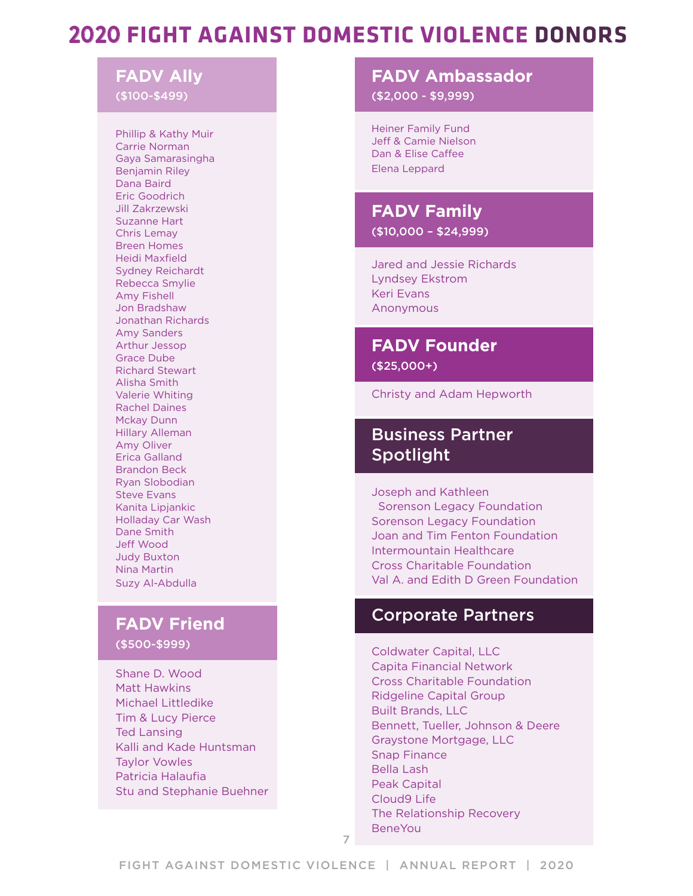# 2020 FIGHT AGAINST DOMESTIC VIOLENCE DONORS

## FADV Ally
**($100-$499)**

Phillip & Kathy Muir
Carrie Norman
Gaya Samarasingha
Benjamin Riley
Dana Baird
Eric Goodrich
Jill Zakrzewski
Suzanne Hart
Chris Lemay
Breen Homes
Heidi Maxfield
Sydney Reichardt
Rebecca Smylie
Amy Fishell
Jon Bradshaw
Jonathan Richards
Amy Sanders
Arthur Jessop
Grace Dube
Richard Stewart
Alisha Smith
Valerie Whiting
Rachel Daines
Mckay Dunn
Hillary Alleman
Amy Oliver
Erica Galland
Brandon Beck
Ryan Slobodian
Steve Evans
Kanita Lipjankic
Holladay Car Wash
Dane Smith
Jeff Wood
Judy Buxton
Nina Martin
Suzy Al-Abdulla

## FADV Friend
**($500-$999)**

Shane D. Wood
Matt Hawkins
Michael Littledike
Tim & Lucy Pierce
Ted Lansing
Kalli and Kade Huntsman
Taylor Vowles
Patricia Halaufia
Stu and Stephanie Buehner

## FADV Ambassador
**($2,000 - $9,999)**

Heiner Family Fund
Jeff & Camie Nielson
Dan & Elise Caffee
Elena Leppard

## FADV Family
**($10,000 – $24,999)**

Jared and Jessie Richards
Lyndsey Ekstrom
Keri Evans
Anonymous

## FADV Founder
**($25,000+)**

Christy and Adam Hepworth

## Business Partner Spotlight

Joseph and Kathleen
Sorenson Legacy Foundation
Sorenson Legacy Foundation
Joan and Tim Fenton Foundation
Intermountain Healthcare
Cross Charitable Foundation
Val A. and Edith D Green Foundation

## Corporate Partners

Coldwater Capital, LLC
Capita Financial Network
Cross Charitable Foundation
Ridgeline Capital Group
Built Brands, LLC
Bennett, Tueller, Johnson & Deere
Graystone Mortgage, LLC
Snap Finance
Bella Lash
Peak Capital
Cloud9 Life
The Relationship Recovery
BeneYou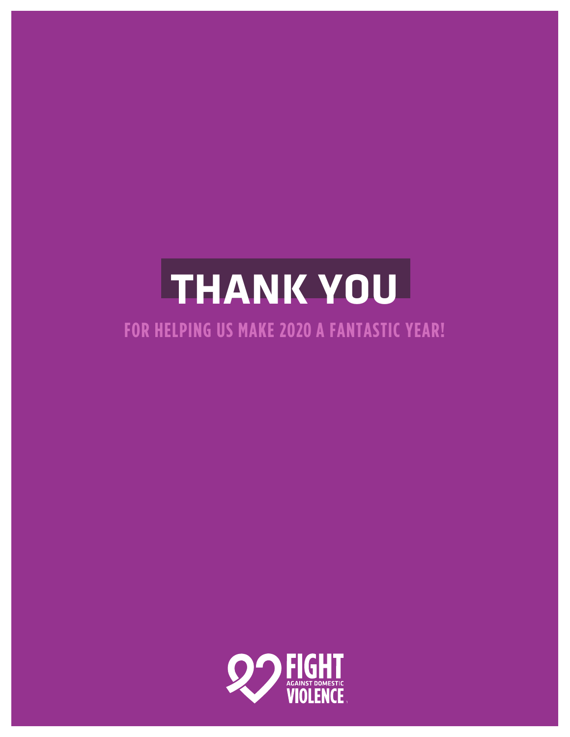# THANK YOU

## FOR HELPING US MAKE 2020 A FANTASTIC YEAR!

FIGHT AGAINST DOMESTIC VIOLENCE